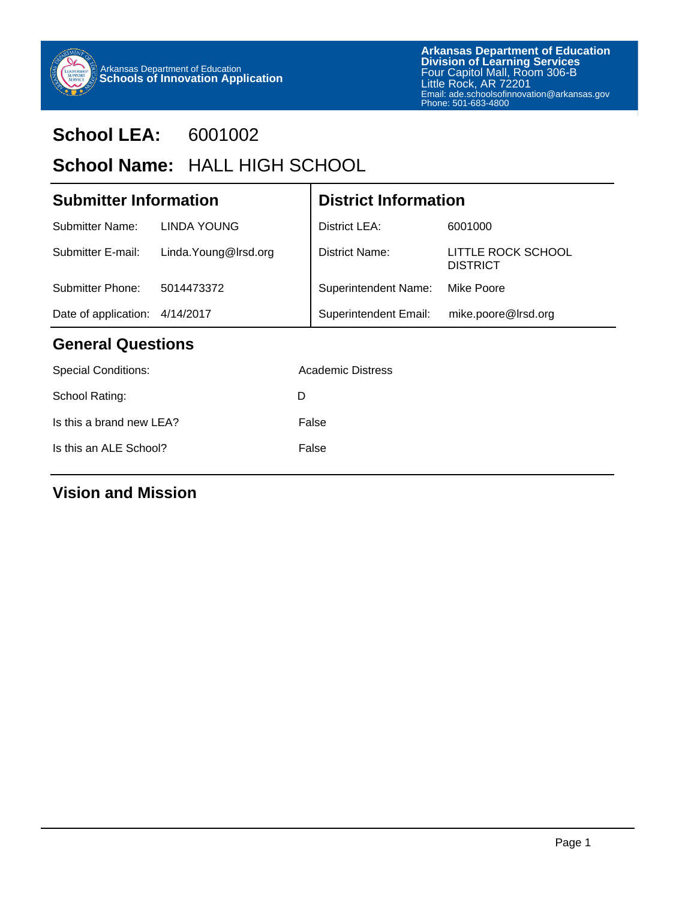Arkansas Department of Education
**Schools of Innovation Application**

**Arkansas Department of Education**
**Division of Learning Services**
Four Capitol Mall, Room 306-B
Little Rock, AR 72201
Email: ade.schoolsofinnovation@arkansas.gov
Phone: 501-683-4800

# School LEA: 6001002

# School Name: HALL HIGH SCHOOL

| **Submitter Information** | | **District Information** | |
|---|---|---|---|
| Submitter Name: | LINDA YOUNG | District LEA: | 6001000 |
| Submitter E-mail: | Linda.Young@lrsd.org | District Name: | LITTLE ROCK SCHOOL DISTRICT |
| Submitter Phone: | 5014473372 | Superintendent Name: | Mike Poore |
| Date of application: | 4/14/2017 | Superintendent Email: | mike.poore@lrsd.org |

## General Questions

| | |
|---|---|
| Special Conditions: | Academic Distress |
| School Rating: | D |
| Is this a brand new LEA? | False |
| Is this an ALE School? | False |

## Vision and Mission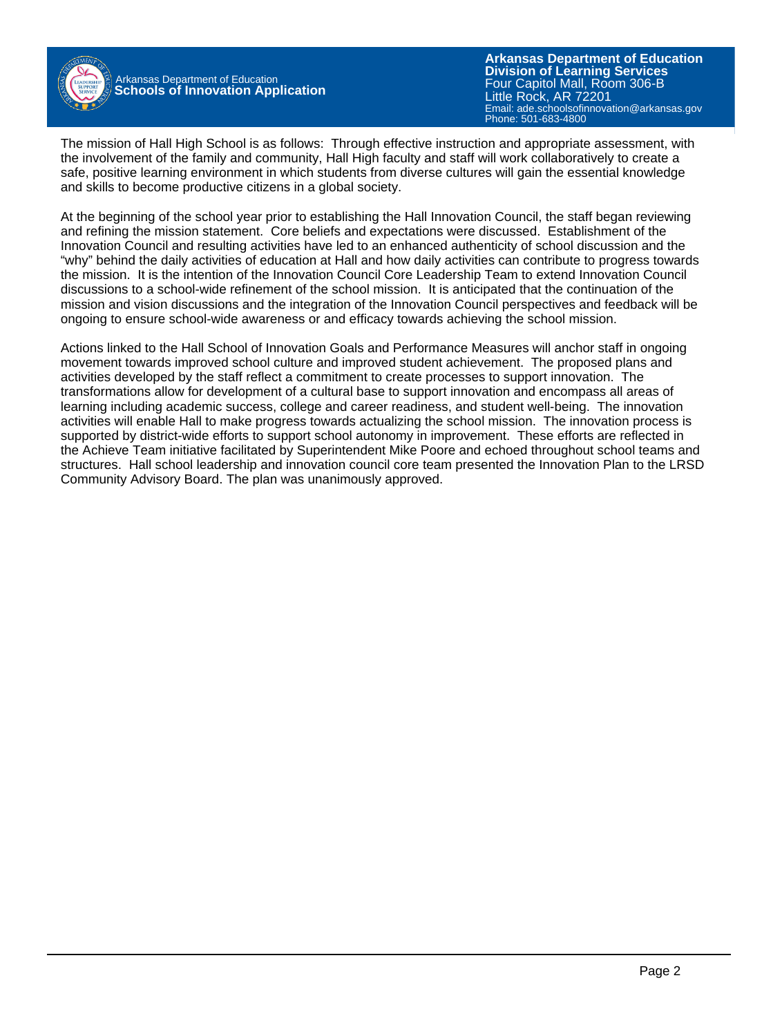The mission of Hall High School is as follows: Through effective instruction and appropriate assessment, with the involvement of the family and community, Hall High faculty and staff will work collaboratively to create a safe, positive learning environment in which students from diverse cultures will gain the essential knowledge and skills to become productive citizens in a global society.

At the beginning of the school year prior to establishing the Hall Innovation Council, the staff began reviewing and refining the mission statement. Core beliefs and expectations were discussed. Establishment of the Innovation Council and resulting activities have led to an enhanced authenticity of school discussion and the "why" behind the daily activities of education at Hall and how daily activities can contribute to progress towards the mission. It is the intention of the Innovation Council Core Leadership Team to extend Innovation Council discussions to a school-wide refinement of the school mission. It is anticipated that the continuation of the mission and vision discussions and the integration of the Innovation Council perspectives and feedback will be ongoing to ensure school-wide awareness or and efficacy towards achieving the school mission.

Actions linked to the Hall School of Innovation Goals and Performance Measures will anchor staff in ongoing movement towards improved school culture and improved student achievement. The proposed plans and activities developed by the staff reflect a commitment to create processes to support innovation. The transformations allow for development of a cultural base to support innovation and encompass all areas of learning including academic success, college and career readiness, and student well-being. The innovation activities will enable Hall to make progress towards actualizing the school mission. The innovation process is supported by district-wide efforts to support school autonomy in improvement. These efforts are reflected in the Achieve Team initiative facilitated by Superintendent Mike Poore and echoed throughout school teams and structures. Hall school leadership and innovation council core team presented the Innovation Plan to the LRSD Community Advisory Board. The plan was unanimously approved.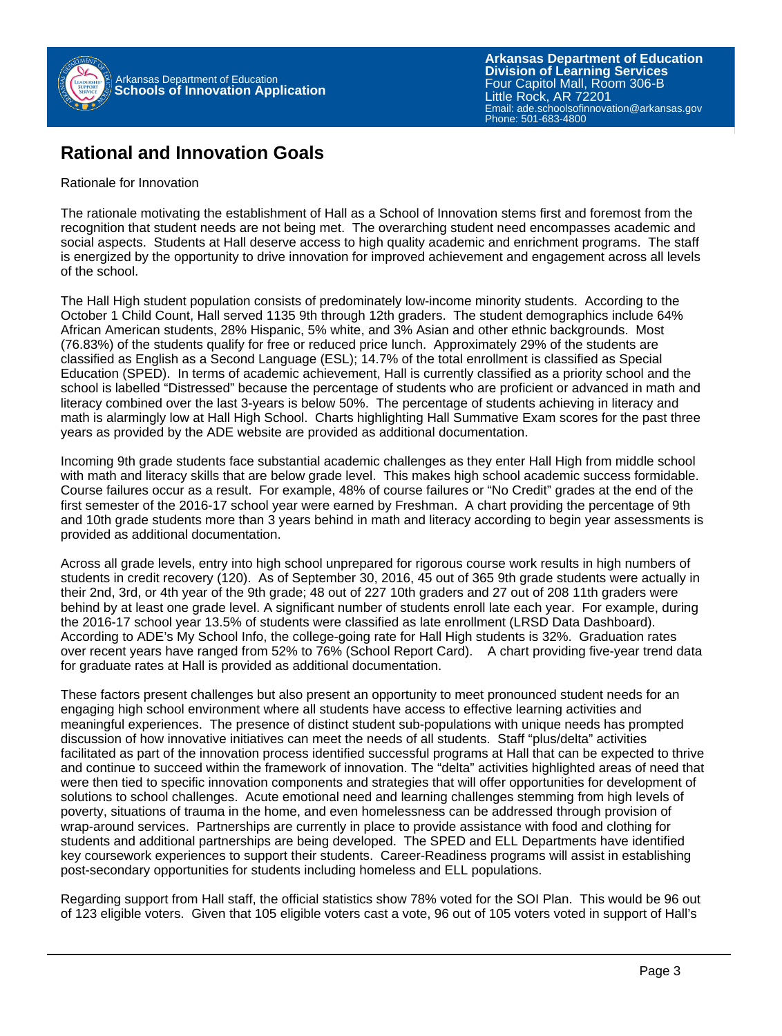## Rational and Innovation Goals

Rationale for Innovation

The rationale motivating the establishment of Hall as a School of Innovation stems first and foremost from the recognition that student needs are not being met. The overarching student need encompasses academic and social aspects. Students at Hall deserve access to high quality academic and enrichment programs. The staff is energized by the opportunity to drive innovation for improved achievement and engagement across all levels of the school.

The Hall High student population consists of predominately low-income minority students. According to the October 1 Child Count, Hall served 1135 9th through 12th graders. The student demographics include 64% African American students, 28% Hispanic, 5% white, and 3% Asian and other ethnic backgrounds. Most (76.83%) of the students qualify for free or reduced price lunch. Approximately 29% of the students are classified as English as a Second Language (ESL); 14.7% of the total enrollment is classified as Special Education (SPED). In terms of academic achievement, Hall is currently classified as a priority school and the school is labelled "Distressed" because the percentage of students who are proficient or advanced in math and literacy combined over the last 3-years is below 50%. The percentage of students achieving in literacy and math is alarmingly low at Hall High School. Charts highlighting Hall Summative Exam scores for the past three years as provided by the ADE website are provided as additional documentation.

Incoming 9th grade students face substantial academic challenges as they enter Hall High from middle school with math and literacy skills that are below grade level. This makes high school academic success formidable. Course failures occur as a result. For example, 48% of course failures or "No Credit" grades at the end of the first semester of the 2016-17 school year were earned by Freshman. A chart providing the percentage of 9th and 10th grade students more than 3 years behind in math and literacy according to begin year assessments is provided as additional documentation.

Across all grade levels, entry into high school unprepared for rigorous course work results in high numbers of students in credit recovery (120). As of September 30, 2016, 45 out of 365 9th grade students were actually in their 2nd, 3rd, or 4th year of the 9th grade; 48 out of 227 10th graders and 27 out of 208 11th graders were behind by at least one grade level. A significant number of students enroll late each year. For example, during the 2016-17 school year 13.5% of students were classified as late enrollment (LRSD Data Dashboard). According to ADE's My School Info, the college-going rate for Hall High students is 32%. Graduation rates over recent years have ranged from 52% to 76% (School Report Card). A chart providing five-year trend data for graduate rates at Hall is provided as additional documentation.

These factors present challenges but also present an opportunity to meet pronounced student needs for an engaging high school environment where all students have access to effective learning activities and meaningful experiences. The presence of distinct student sub-populations with unique needs has prompted discussion of how innovative initiatives can meet the needs of all students. Staff "plus/delta" activities facilitated as part of the innovation process identified successful programs at Hall that can be expected to thrive and continue to succeed within the framework of innovation. The "delta" activities highlighted areas of need that were then tied to specific innovation components and strategies that will offer opportunities for development of solutions to school challenges. Acute emotional need and learning challenges stemming from high levels of poverty, situations of trauma in the home, and even homelessness can be addressed through provision of wrap-around services. Partnerships are currently in place to provide assistance with food and clothing for students and additional partnerships are being developed. The SPED and ELL Departments have identified key coursework experiences to support their students. Career-Readiness programs will assist in establishing post-secondary opportunities for students including homeless and ELL populations.

Regarding support from Hall staff, the official statistics show 78% voted for the SOI Plan. This would be 96 out of 123 eligible voters. Given that 105 eligible voters cast a vote, 96 out of 105 voters voted in support of Hall's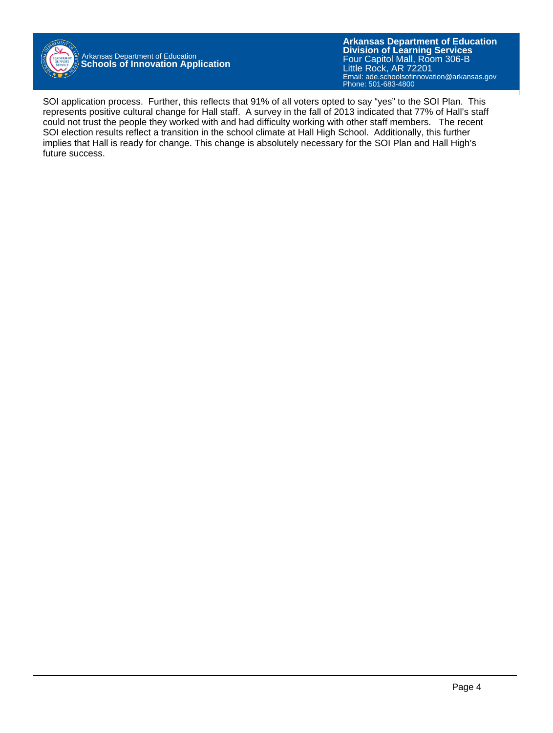SOI application process. Further, this reflects that 91% of all voters opted to say "yes" to the SOI Plan. This represents positive cultural change for Hall staff. A survey in the fall of 2013 indicated that 77% of Hall's staff could not trust the people they worked with and had difficulty working with other staff members. The recent SOI election results reflect a transition in the school climate at Hall High School. Additionally, this further implies that Hall is ready for change. This change is absolutely necessary for the SOI Plan and Hall High's future success.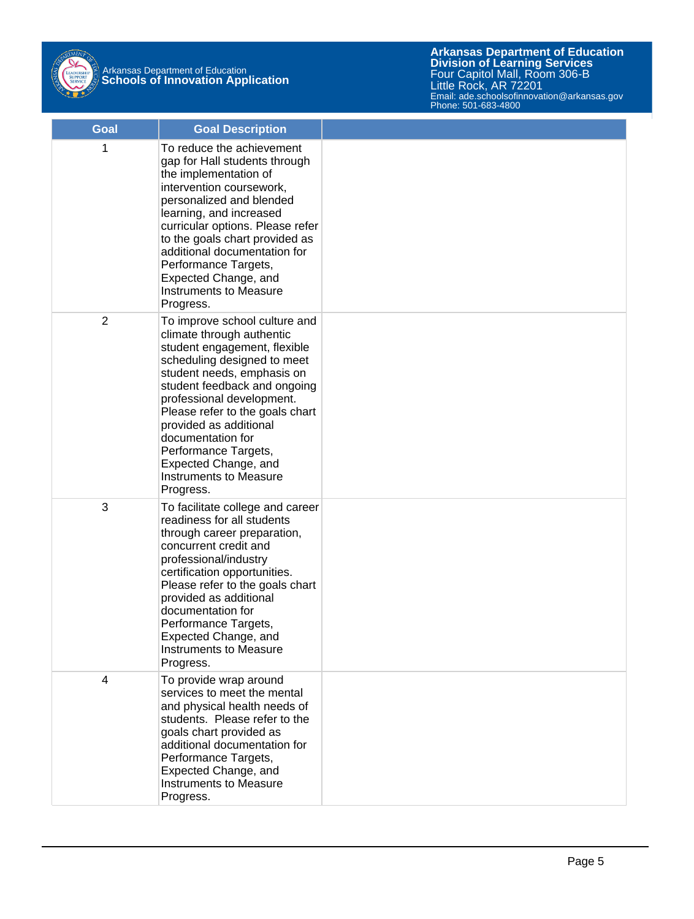| Goal | Goal Description | |
|---|---|---|
| 1 | To reduce the achievement gap for Hall students through the implementation of intervention coursework, personalized and blended learning, and increased curricular options. Please refer to the goals chart provided as additional documentation for Performance Targets, Expected Change, and Instruments to Measure Progress. | |
| 2 | To improve school culture and climate through authentic student engagement, flexible scheduling designed to meet student needs, emphasis on student feedback and ongoing professional development. Please refer to the goals chart provided as additional documentation for Performance Targets, Expected Change, and Instruments to Measure Progress. | |
| 3 | To facilitate college and career readiness for all students through career preparation, concurrent credit and professional/industry certification opportunities. Please refer to the goals chart provided as additional documentation for Performance Targets, Expected Change, and Instruments to Measure Progress. | |
| 4 | To provide wrap around services to meet the mental and physical health needs of students. Please refer to the goals chart provided as additional documentation for Performance Targets, Expected Change, and Instruments to Measure Progress. | |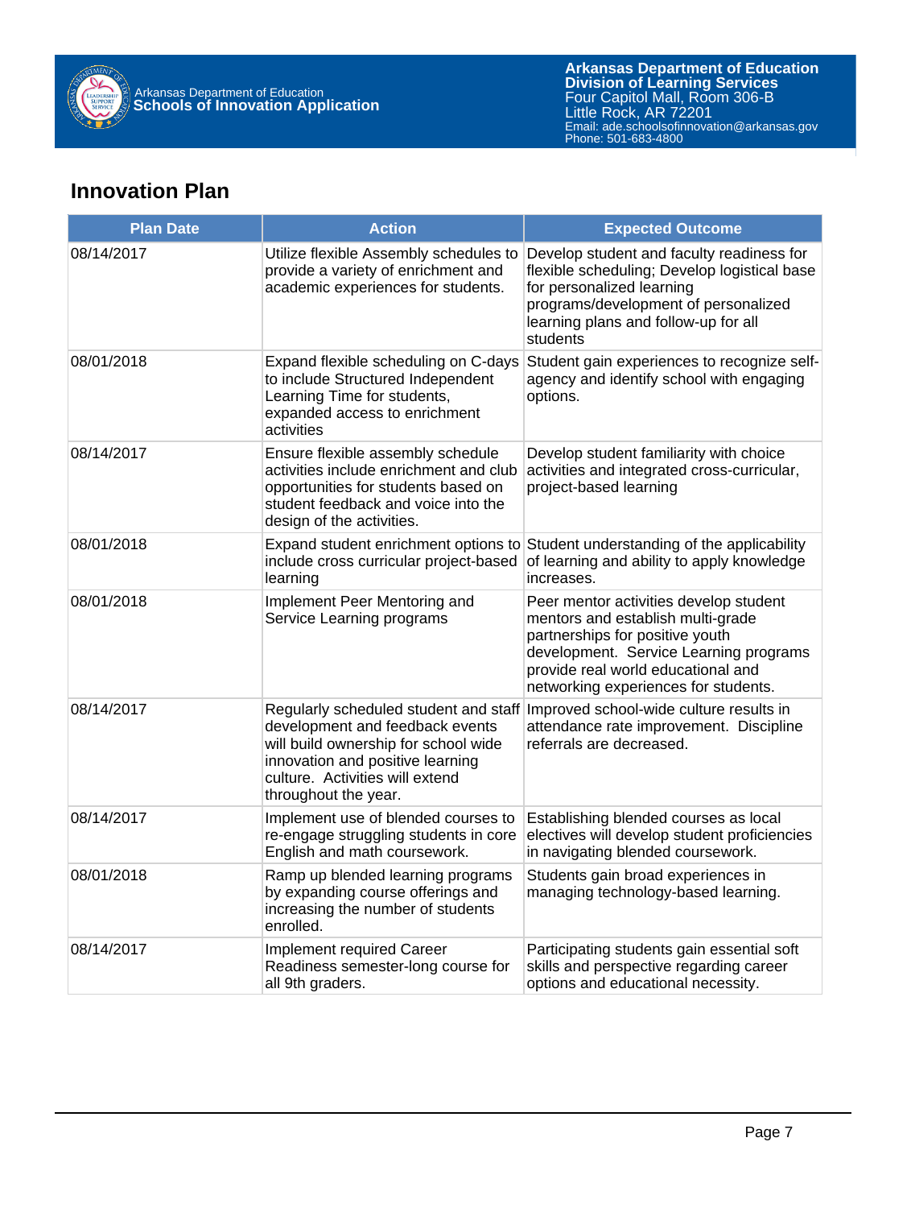## Innovation Plan

| Plan Date | Action | Expected Outcome |
|---|---|---|
| 08/14/2017 | Utilize flexible Assembly schedules to provide a variety of enrichment and academic experiences for students. | Develop student and faculty readiness for flexible scheduling; Develop logistical base for personalized learning programs/development of personalized learning plans and follow-up for all students |
| 08/01/2018 | Expand flexible scheduling on C-days to include Structured Independent Learning Time for students, expanded access to enrichment activities | Student gain experiences to recognize self-agency and identify school with engaging options. |
| 08/14/2017 | Ensure flexible assembly schedule activities include enrichment and club opportunities for students based on student feedback and voice into the design of the activities. | Develop student familiarity with choice activities and integrated cross-curricular, project-based learning |
| 08/01/2018 | Expand student enrichment options to include cross curricular project-based learning | Student understanding of the applicability of learning and ability to apply knowledge increases. |
| 08/01/2018 | Implement Peer Mentoring and Service Learning programs | Peer mentor activities develop student mentors and establish multi-grade partnerships for positive youth development. Service Learning programs provide real world educational and networking experiences for students. |
| 08/14/2017 | Regularly scheduled student and staff development and feedback events will build ownership for school wide innovation and positive learning culture. Activities will extend throughout the year. | Improved school-wide culture results in attendance rate improvement. Discipline referrals are decreased. |
| 08/14/2017 | Implement use of blended courses to re-engage struggling students in core English and math coursework. | Establishing blended courses as local electives will develop student proficiencies in navigating blended coursework. |
| 08/01/2018 | Ramp up blended learning programs by expanding course offerings and increasing the number of students enrolled. | Students gain broad experiences in managing technology-based learning. |
| 08/14/2017 | Implement required Career Readiness semester-long course for all 9th graders. | Participating students gain essential soft skills and perspective regarding career options and educational necessity. |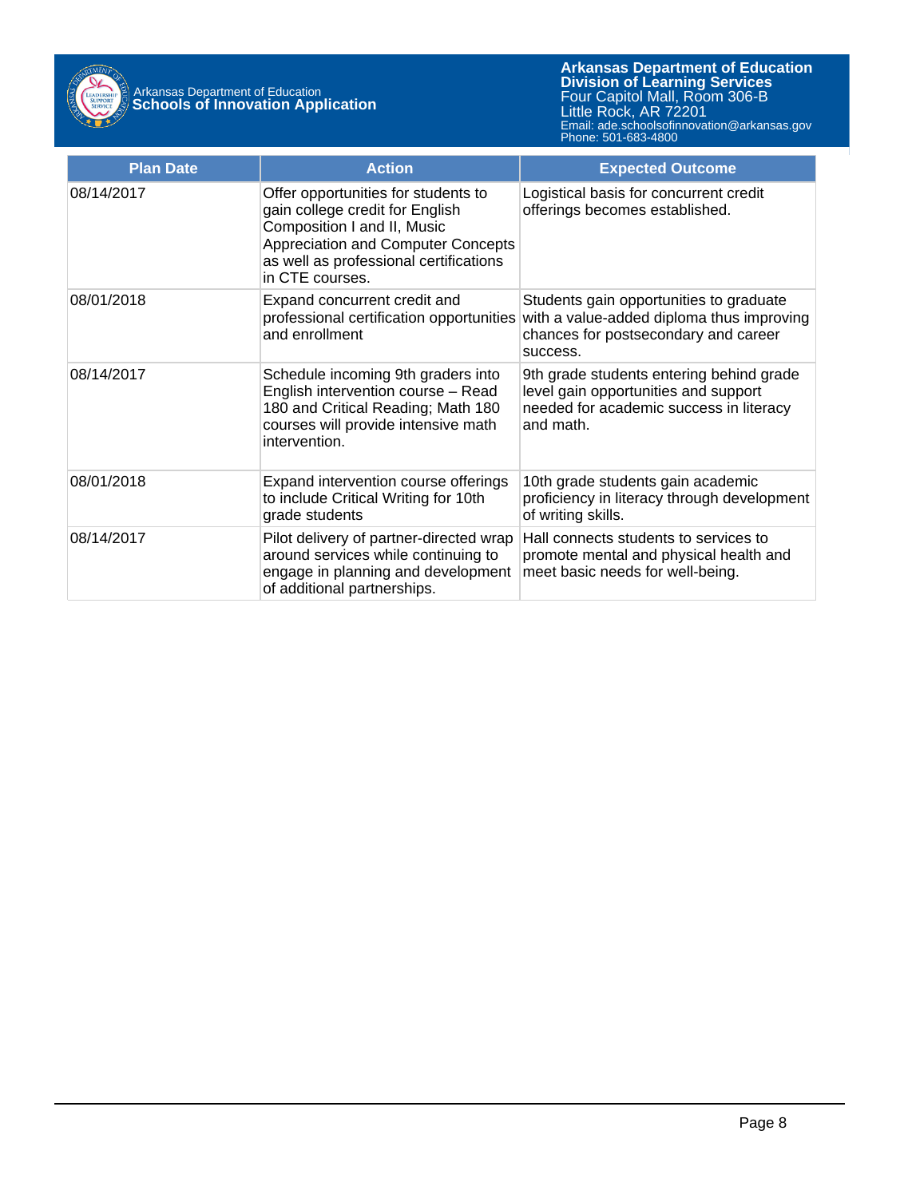| Plan Date | Action | Expected Outcome |
| --- | --- | --- |
| 08/14/2017 | Offer opportunities for students to gain college credit for English Composition I and II, Music Appreciation and Computer Concepts as well as professional certifications in CTE courses. | Logistical basis for concurrent credit offerings becomes established. |
| 08/01/2018 | Expand concurrent credit and professional certification opportunities and enrollment | Students gain opportunities to graduate with a value-added diploma thus improving chances for postsecondary and career success. |
| 08/14/2017 | Schedule incoming 9th graders into English intervention course – Read 180 and Critical Reading; Math 180 courses will provide intensive math intervention. | 9th grade students entering behind grade level gain opportunities and support needed for academic success in literacy and math. |
| 08/01/2018 | Expand intervention course offerings to include Critical Writing for 10th grade students | 10th grade students gain academic proficiency in literacy through development of writing skills. |
| 08/14/2017 | Pilot delivery of partner-directed wrap around services while continuing to engage in planning and development of additional partnerships. | Hall connects students to services to promote mental and physical health and meet basic needs for well-being. |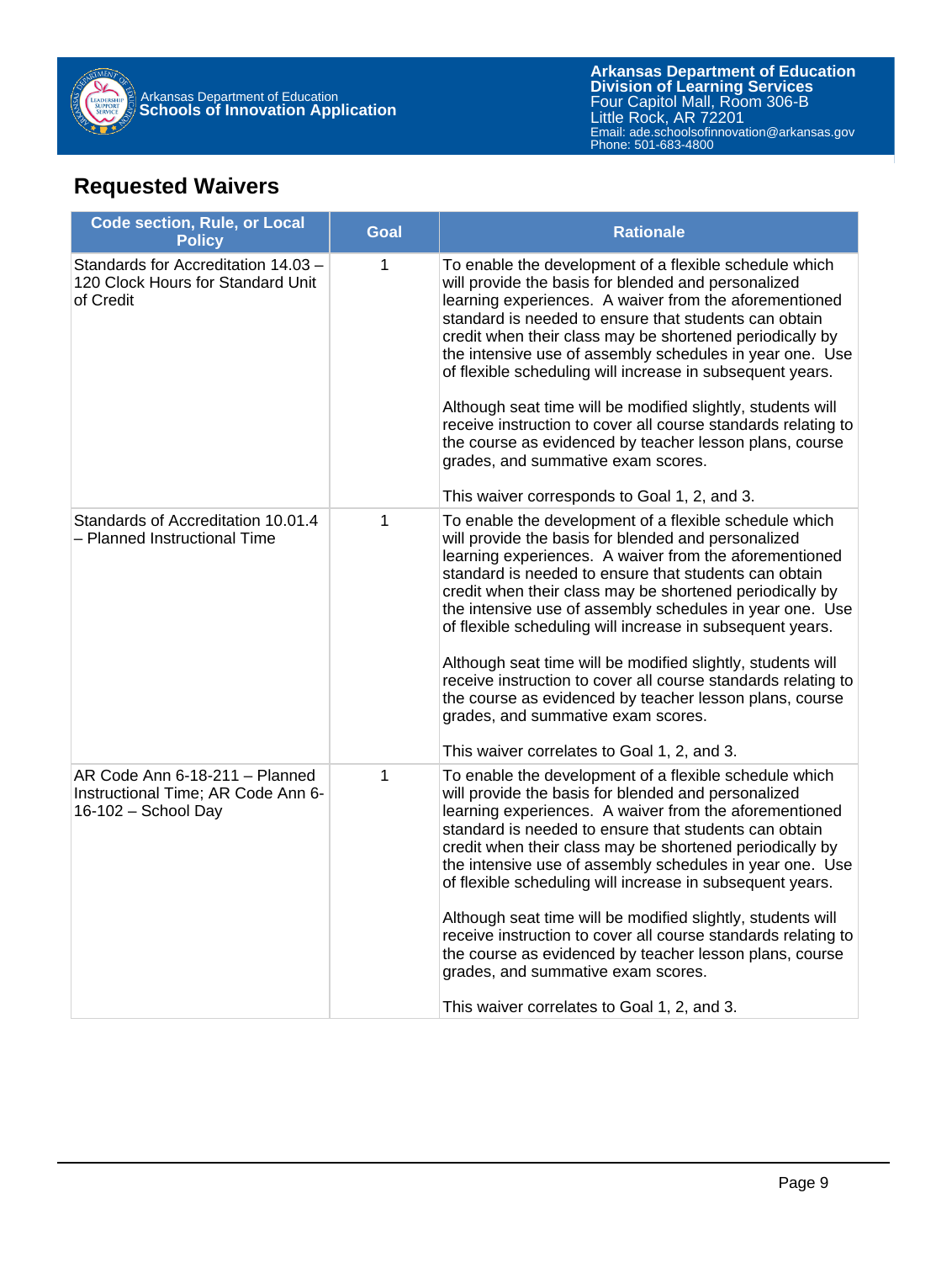## Requested Waivers

| Code section, Rule, or Local Policy | Goal | Rationale |
|---|---|---|
| Standards for Accreditation 14.03 – 120 Clock Hours for Standard Unit of Credit | 1 | To enable the development of a flexible schedule which will provide the basis for blended and personalized learning experiences. A waiver from the aforementioned standard is needed to ensure that students can obtain credit when their class may be shortened periodically by the intensive use of assembly schedules in year one. Use of flexible scheduling will increase in subsequent years.<br><br>Although seat time will be modified slightly, students will receive instruction to cover all course standards relating to the course as evidenced by teacher lesson plans, course grades, and summative exam scores.<br><br>This waiver corresponds to Goal 1, 2, and 3. |
| Standards of Accreditation 10.01.4 – Planned Instructional Time | 1 | To enable the development of a flexible schedule which will provide the basis for blended and personalized learning experiences. A waiver from the aforementioned standard is needed to ensure that students can obtain credit when their class may be shortened periodically by the intensive use of assembly schedules in year one. Use of flexible scheduling will increase in subsequent years.<br><br>Although seat time will be modified slightly, students will receive instruction to cover all course standards relating to the course as evidenced by teacher lesson plans, course grades, and summative exam scores.<br><br>This waiver correlates to Goal 1, 2, and 3. |
| AR Code Ann 6-18-211 – Planned Instructional Time; AR Code Ann 6-16-102 – School Day | 1 | To enable the development of a flexible schedule which will provide the basis for blended and personalized learning experiences. A waiver from the aforementioned standard is needed to ensure that students can obtain credit when their class may be shortened periodically by the intensive use of assembly schedules in year one. Use of flexible scheduling will increase in subsequent years.<br><br>Although seat time will be modified slightly, students will receive instruction to cover all course standards relating to the course as evidenced by teacher lesson plans, course grades, and summative exam scores.<br><br>This waiver correlates to Goal 1, 2, and 3. |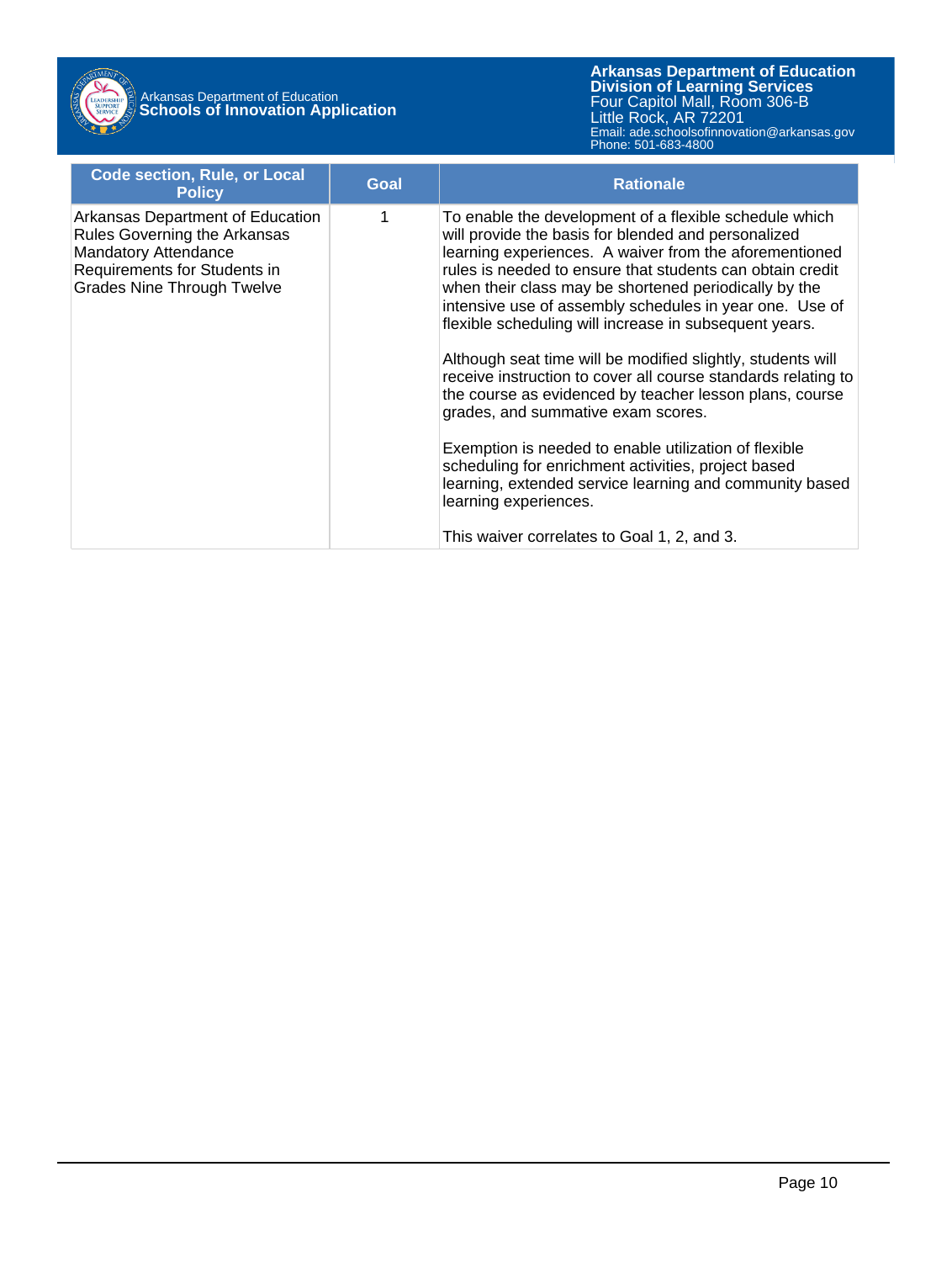| Code section, Rule, or Local Policy | Goal | Rationale |
|---|---|---|
| Arkansas Department of Education Rules Governing the Arkansas Mandatory Attendance Requirements for Students in Grades Nine Through Twelve | 1 | To enable the development of a flexible schedule which will provide the basis for blended and personalized learning experiences. A waiver from the aforementioned rules is needed to ensure that students can obtain credit when their class may be shortened periodically by the intensive use of assembly schedules in year one. Use of flexible scheduling will increase in subsequent years.<br><br>Although seat time will be modified slightly, students will receive instruction to cover all course standards relating to the course as evidenced by teacher lesson plans, course grades, and summative exam scores.<br><br>Exemption is needed to enable utilization of flexible scheduling for enrichment activities, project based learning, extended service learning and community based learning experiences.<br><br>This waiver correlates to Goal 1, 2, and 3. |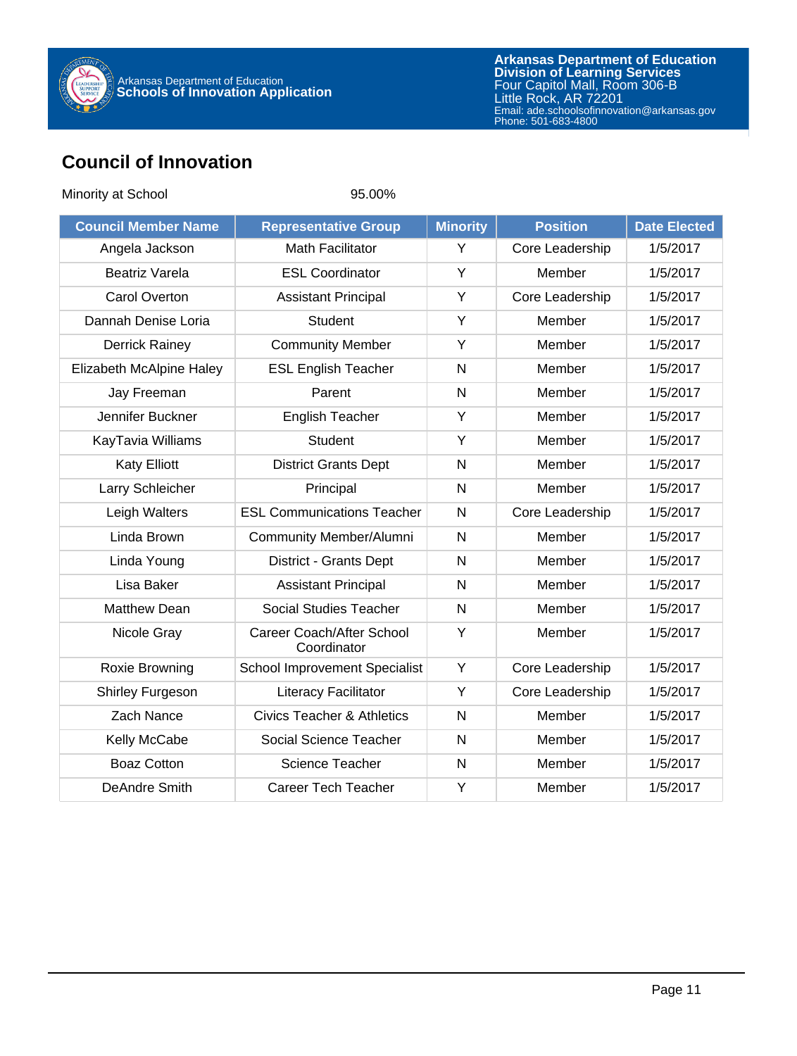## Council of Innovation

Minority at School 95.00%

| Council Member Name | Representative Group | Minority | Position | Date Elected |
|---|---|---|---|---|
| Angela Jackson | Math Facilitator | Y | Core Leadership | 1/5/2017 |
| Beatriz Varela | ESL Coordinator | Y | Member | 1/5/2017 |
| Carol Overton | Assistant Principal | Y | Core Leadership | 1/5/2017 |
| Dannah Denise Loria | Student | Y | Member | 1/5/2017 |
| Derrick Rainey | Community Member | Y | Member | 1/5/2017 |
| Elizabeth McAlpine Haley | ESL English Teacher | N | Member | 1/5/2017 |
| Jay Freeman | Parent | N | Member | 1/5/2017 |
| Jennifer Buckner | English Teacher | Y | Member | 1/5/2017 |
| KayTavia Williams | Student | Y | Member | 1/5/2017 |
| Katy Elliott | District Grants Dept | N | Member | 1/5/2017 |
| Larry Schleicher | Principal | N | Member | 1/5/2017 |
| Leigh Walters | ESL Communications Teacher | N | Core Leadership | 1/5/2017 |
| Linda Brown | Community Member/Alumni | N | Member | 1/5/2017 |
| Linda Young | District - Grants Dept | N | Member | 1/5/2017 |
| Lisa Baker | Assistant Principal | N | Member | 1/5/2017 |
| Matthew Dean | Social Studies Teacher | N | Member | 1/5/2017 |
| Nicole Gray | Career Coach/After School Coordinator | Y | Member | 1/5/2017 |
| Roxie Browning | School Improvement Specialist | Y | Core Leadership | 1/5/2017 |
| Shirley Furgeson | Literacy Facilitator | Y | Core Leadership | 1/5/2017 |
| Zach Nance | Civics Teacher & Athletics | N | Member | 1/5/2017 |
| Kelly McCabe | Social Science Teacher | N | Member | 1/5/2017 |
| Boaz Cotton | Science Teacher | N | Member | 1/5/2017 |
| DeAndre Smith | Career Tech Teacher | Y | Member | 1/5/2017 |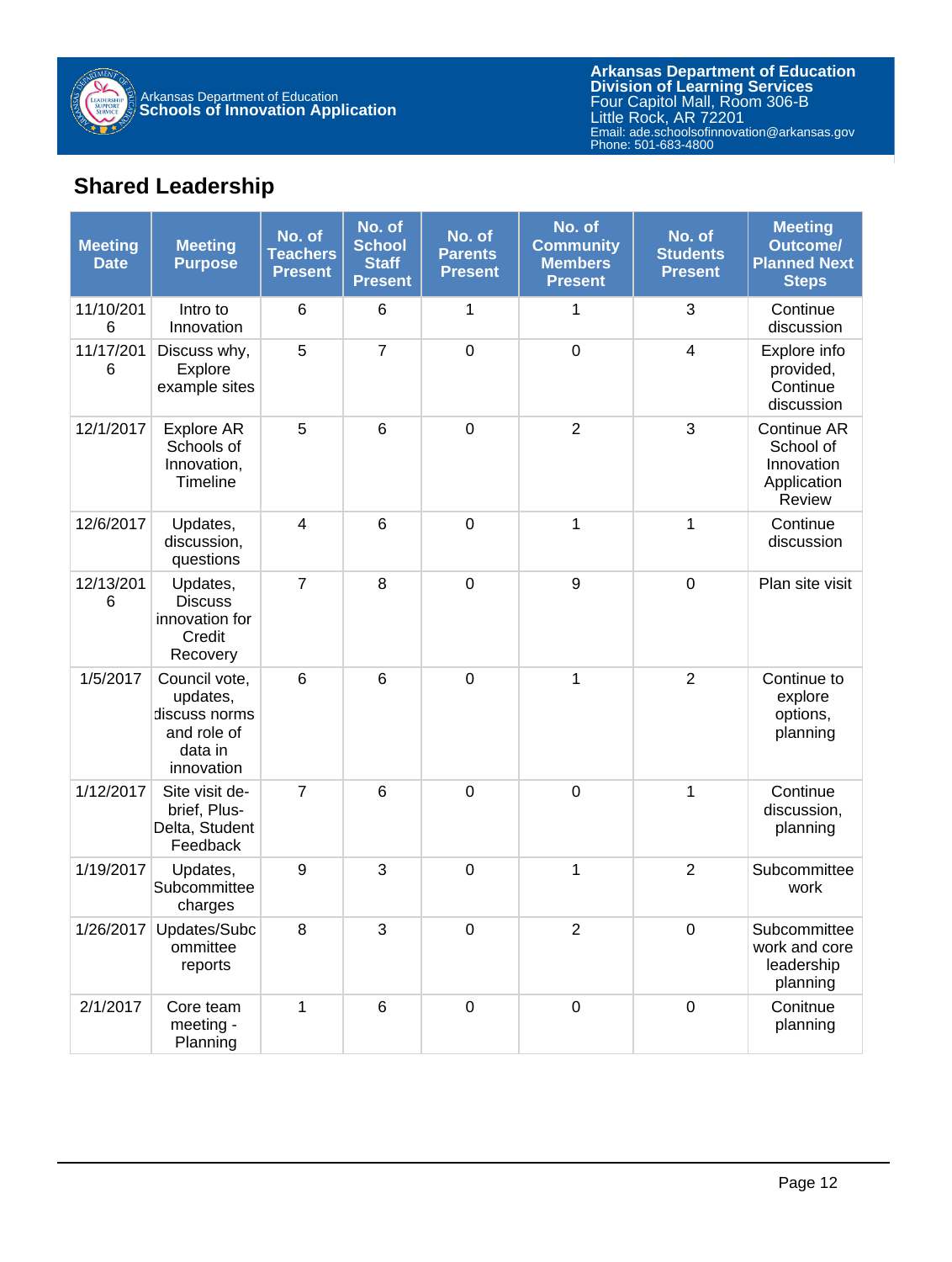## Shared Leadership

| Meeting Date | Meeting Purpose | No. of Teachers Present | No. of School Staff Present | No. of Parents Present | No. of Community Members Present | No. of Students Present | Meeting Outcome/ Planned Next Steps |
|---|---|---|---|---|---|---|---|
| 11/10/2016 | Intro to Innovation | 6 | 6 | 1 | 1 | 3 | Continue discussion |
| 11/17/2016 | Discuss why, Explore example sites | 5 | 7 | 0 | 0 | 4 | Explore info provided, Continue discussion |
| 12/1/2017 | Explore AR Schools of Innovation, Timeline | 5 | 6 | 0 | 2 | 3 | Continue AR School of Innovation Application Review |
| 12/6/2017 | Updates, discussion, questions | 4 | 6 | 0 | 1 | 1 | Continue discussion |
| 12/13/2016 | Updates, Discuss innovation for Credit Recovery | 7 | 8 | 0 | 9 | 0 | Plan site visit |
| 1/5/2017 | Council vote, updates, discuss norms and role of data in innovation | 6 | 6 | 0 | 1 | 2 | Continue to explore options, planning |
| 1/12/2017 | Site visit de-brief, Plus-Delta, Student Feedback | 7 | 6 | 0 | 0 | 1 | Continue discussion, planning |
| 1/19/2017 | Updates, Subcommittee charges | 9 | 3 | 0 | 1 | 2 | Subcommittee work |
| 1/26/2017 | Updates/Subcommittee reports | 8 | 3 | 0 | 2 | 0 | Subcommittee work and core leadership planning |
| 2/1/2017 | Core team meeting - Planning | 1 | 6 | 0 | 0 | 0 | Conitnue planning |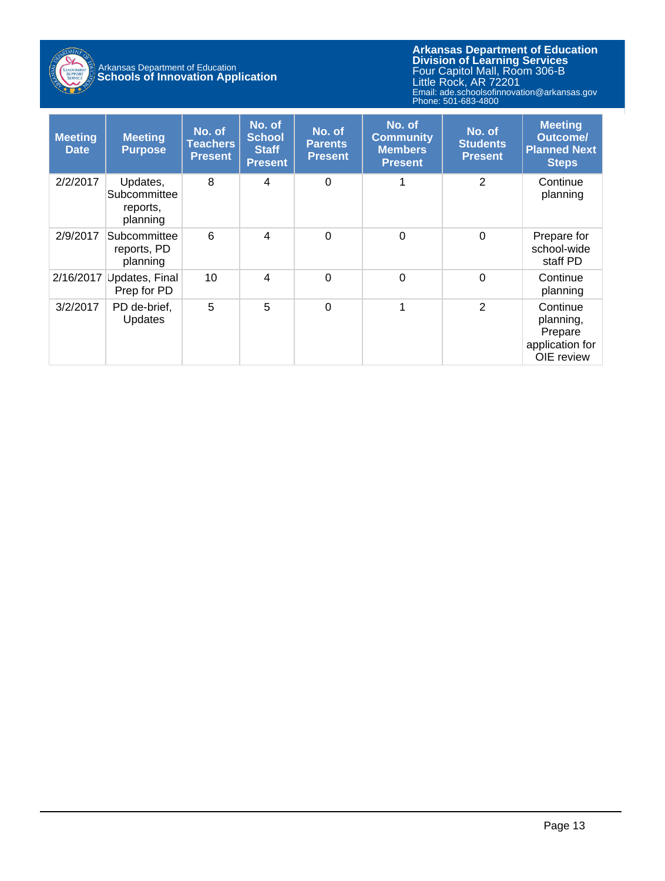| Meeting Date | Meeting Purpose | No. of Teachers Present | No. of School Staff Present | No. of Parents Present | No. of Community Members Present | No. of Students Present | Meeting Outcome/ Planned Next Steps |
|---|---|---|---|---|---|---|---|
| 2/2/2017 | Updates, Subcommittee reports, planning | 8 | 4 | 0 | 1 | 2 | Continue planning |
| 2/9/2017 | Subcommittee reports, PD planning | 6 | 4 | 0 | 0 | 0 | Prepare for school-wide staff PD |
| 2/16/2017 | Updates, Final Prep for PD | 10 | 4 | 0 | 0 | 0 | Continue planning |
| 3/2/2017 | PD de-brief, Updates | 5 | 5 | 0 | 1 | 2 | Continue planning, Prepare application for OIE review |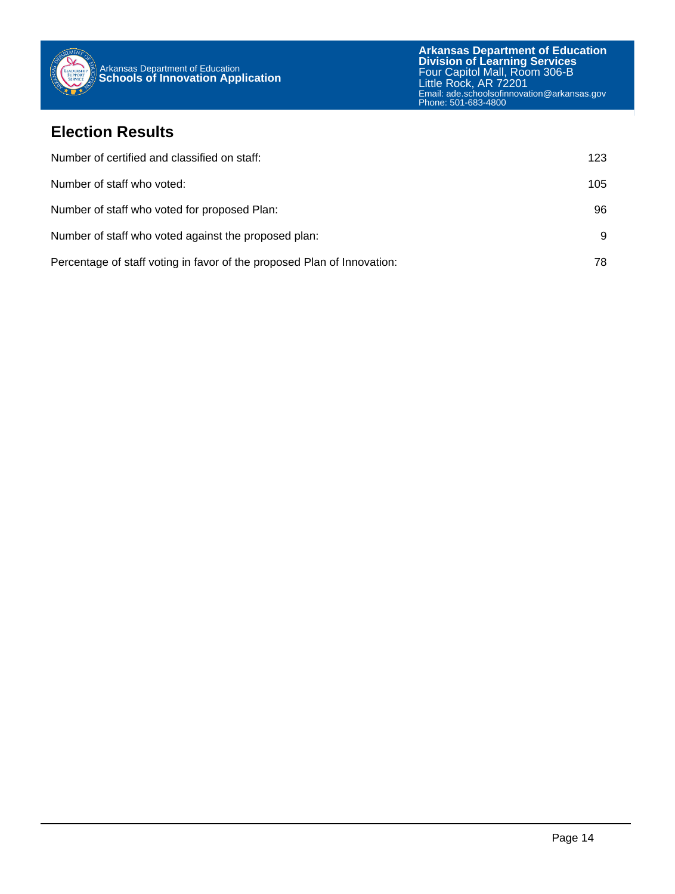## Election Results

| | |
|---|---|
| Number of certified and classified on staff: | 123 |
| Number of staff who voted: | 105 |
| Number of staff who voted for proposed Plan: | 96 |
| Number of staff who voted against the proposed plan: | 9 |
| Percentage of staff voting in favor of the proposed Plan of Innovation: | 78 |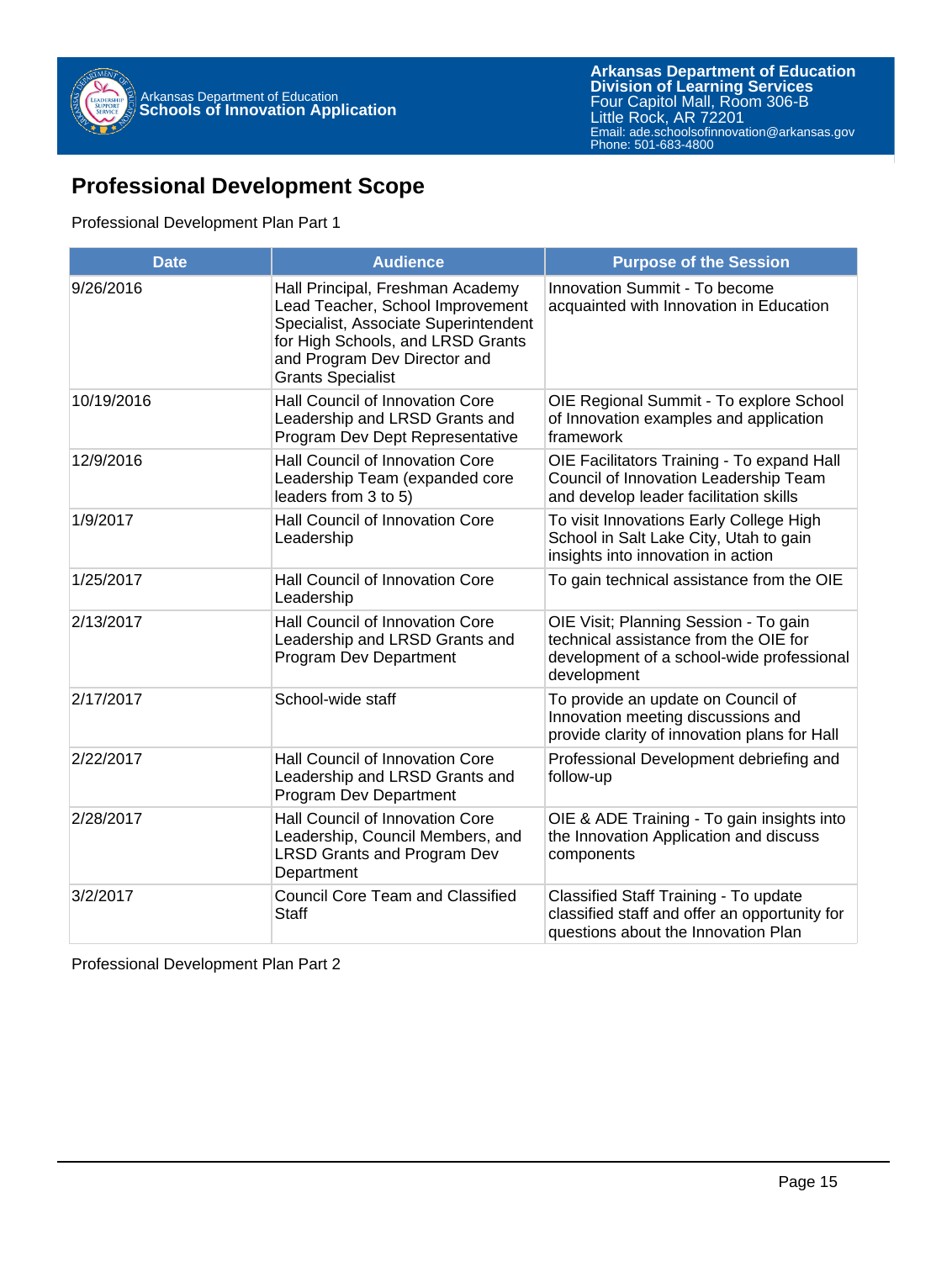## Professional Development Scope

Professional Development Plan Part 1

| Date | Audience | Purpose of the Session |
|---|---|---|
| 9/26/2016 | Hall Principal, Freshman Academy Lead Teacher, School Improvement Specialist, Associate Superintendent for High Schools, and LRSD Grants and Program Dev Director and Grants Specialist | Innovation Summit - To become acquainted with Innovation in Education |
| 10/19/2016 | Hall Council of Innovation Core Leadership and LRSD Grants and Program Dev Dept Representative | OIE Regional Summit - To explore School of Innovation examples and application framework |
| 12/9/2016 | Hall Council of Innovation Core Leadership Team (expanded core leaders from 3 to 5) | OIE Facilitators Training - To expand Hall Council of Innovation Leadership Team and develop leader facilitation skills |
| 1/9/2017 | Hall Council of Innovation Core Leadership | To visit Innovations Early College High School in Salt Lake City, Utah to gain insights into innovation in action |
| 1/25/2017 | Hall Council of Innovation Core Leadership | To gain technical assistance from the OIE |
| 2/13/2017 | Hall Council of Innovation Core Leadership and LRSD Grants and Program Dev Department | OIE Visit; Planning Session - To gain technical assistance from the OIE for development of a school-wide professional development |
| 2/17/2017 | School-wide staff | To provide an update on Council of Innovation meeting discussions and provide clarity of innovation plans for Hall |
| 2/22/2017 | Hall Council of Innovation Core Leadership and LRSD Grants and Program Dev Department | Professional Development debriefing and follow-up |
| 2/28/2017 | Hall Council of Innovation Core Leadership, Council Members, and LRSD Grants and Program Dev Department | OIE & ADE Training - To gain insights into the Innovation Application and discuss components |
| 3/2/2017 | Council Core Team and Classified Staff | Classified Staff Training - To update classified staff and offer an opportunity for questions about the Innovation Plan |

Professional Development Plan Part 2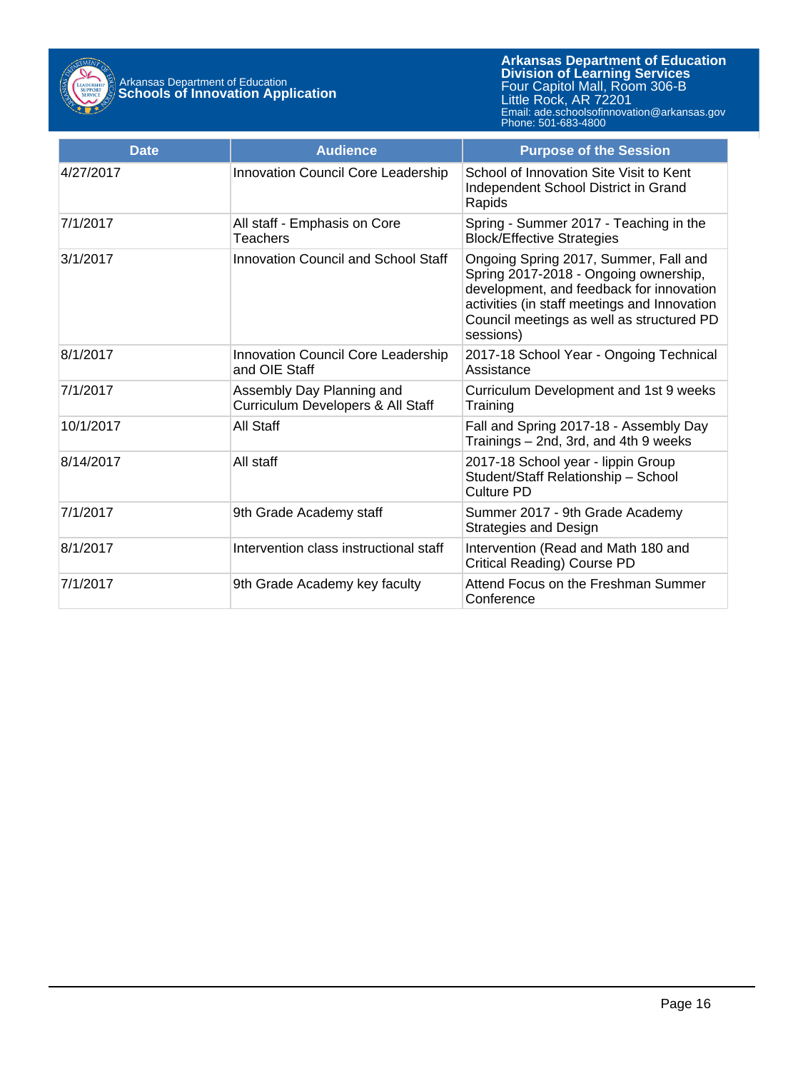| Date | Audience | Purpose of the Session |
|---|---|---|
| 4/27/2017 | Innovation Council Core Leadership | School of Innovation Site Visit to Kent Independent School District in Grand Rapids |
| 7/1/2017 | All staff - Emphasis on Core Teachers | Spring - Summer 2017 - Teaching in the Block/Effective Strategies |
| 3/1/2017 | Innovation Council and School Staff | Ongoing Spring 2017, Summer, Fall and Spring 2017-2018 - Ongoing ownership, development, and feedback for innovation activities (in staff meetings and Innovation Council meetings as well as structured PD sessions) |
| 8/1/2017 | Innovation Council Core Leadership and OIE Staff | 2017-18 School Year - Ongoing Technical Assistance |
| 7/1/2017 | Assembly Day Planning and Curriculum Developers & All Staff | Curriculum Development and 1st 9 weeks Training |
| 10/1/2017 | All Staff | Fall and Spring 2017-18 - Assembly Day Trainings – 2nd, 3rd, and 4th 9 weeks |
| 8/14/2017 | All staff | 2017-18 School year - lippin Group Student/Staff Relationship – School Culture PD |
| 7/1/2017 | 9th Grade Academy staff | Summer 2017 - 9th Grade Academy Strategies and Design |
| 8/1/2017 | Intervention class instructional staff | Intervention (Read and Math 180 and Critical Reading) Course PD |
| 7/1/2017 | 9th Grade Academy key faculty | Attend Focus on the Freshman Summer Conference |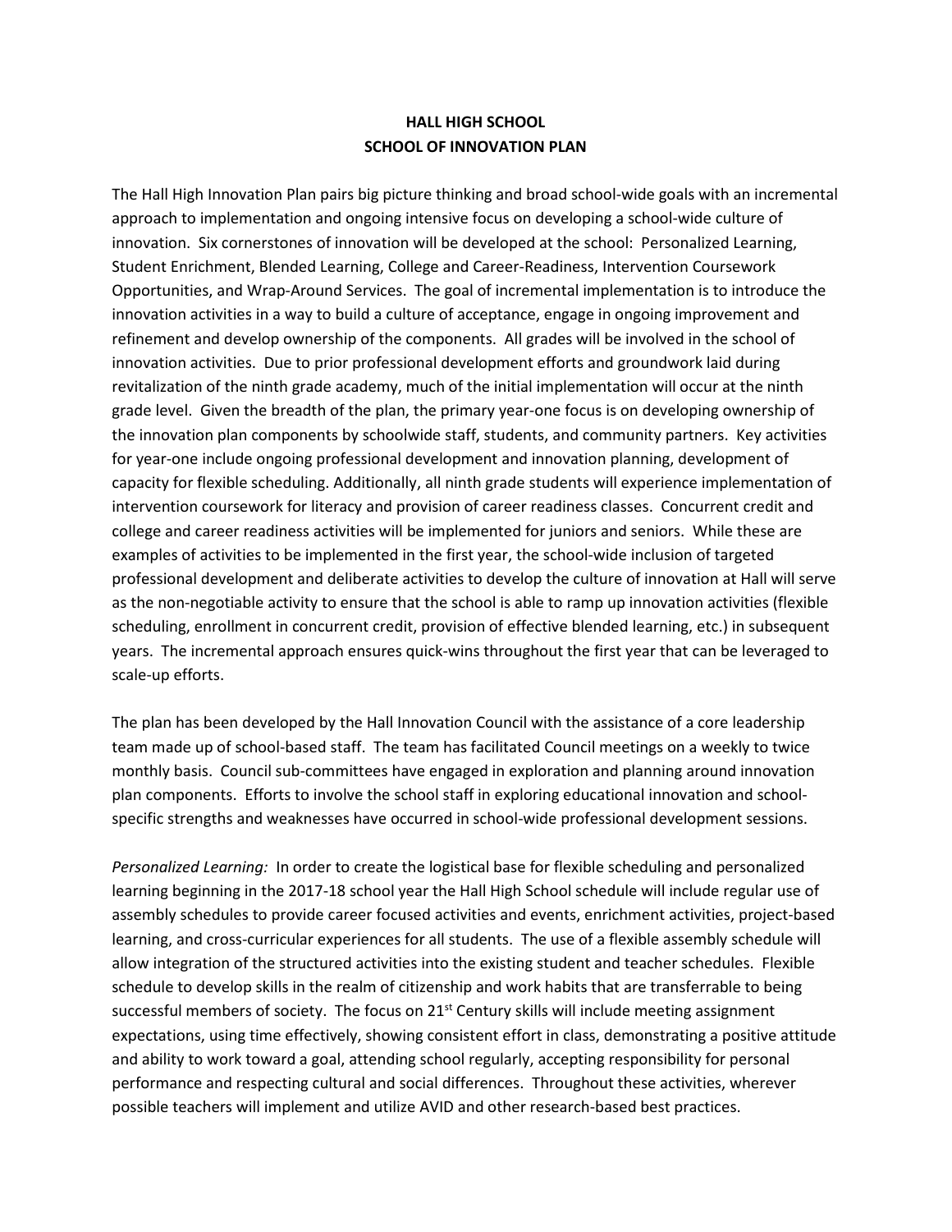**HALL HIGH SCHOOL**
**SCHOOL OF INNOVATION PLAN**

The Hall High Innovation Plan pairs big picture thinking and broad school-wide goals with an incremental approach to implementation and ongoing intensive focus on developing a school-wide culture of innovation. Six cornerstones of innovation will be developed at the school: Personalized Learning, Student Enrichment, Blended Learning, College and Career-Readiness, Intervention Coursework Opportunities, and Wrap-Around Services. The goal of incremental implementation is to introduce the innovation activities in a way to build a culture of acceptance, engage in ongoing improvement and refinement and develop ownership of the components. All grades will be involved in the school of innovation activities. Due to prior professional development efforts and groundwork laid during revitalization of the ninth grade academy, much of the initial implementation will occur at the ninth grade level. Given the breadth of the plan, the primary year-one focus is on developing ownership of the innovation plan components by schoolwide staff, students, and community partners. Key activities for year-one include ongoing professional development and innovation planning, development of capacity for flexible scheduling. Additionally, all ninth grade students will experience implementation of intervention coursework for literacy and provision of career readiness classes. Concurrent credit and college and career readiness activities will be implemented for juniors and seniors. While these are examples of activities to be implemented in the first year, the school-wide inclusion of targeted professional development and deliberate activities to develop the culture of innovation at Hall will serve as the non-negotiable activity to ensure that the school is able to ramp up innovation activities (flexible scheduling, enrollment in concurrent credit, provision of effective blended learning, etc.) in subsequent years. The incremental approach ensures quick-wins throughout the first year that can be leveraged to scale-up efforts.

The plan has been developed by the Hall Innovation Council with the assistance of a core leadership team made up of school-based staff. The team has facilitated Council meetings on a weekly to twice monthly basis. Council sub-committees have engaged in exploration and planning around innovation plan components. Efforts to involve the school staff in exploring educational innovation and school-specific strengths and weaknesses have occurred in school-wide professional development sessions.

*Personalized Learning:* In order to create the logistical base for flexible scheduling and personalized learning beginning in the 2017-18 school year the Hall High School schedule will include regular use of assembly schedules to provide career focused activities and events, enrichment activities, project-based learning, and cross-curricular experiences for all students. The use of a flexible assembly schedule will allow integration of the structured activities into the existing student and teacher schedules. Flexible schedule to develop skills in the realm of citizenship and work habits that are transferrable to being successful members of society. The focus on 21st Century skills will include meeting assignment expectations, using time effectively, showing consistent effort in class, demonstrating a positive attitude and ability to work toward a goal, attending school regularly, accepting responsibility for personal performance and respecting cultural and social differences. Throughout these activities, wherever possible teachers will implement and utilize AVID and other research-based best practices.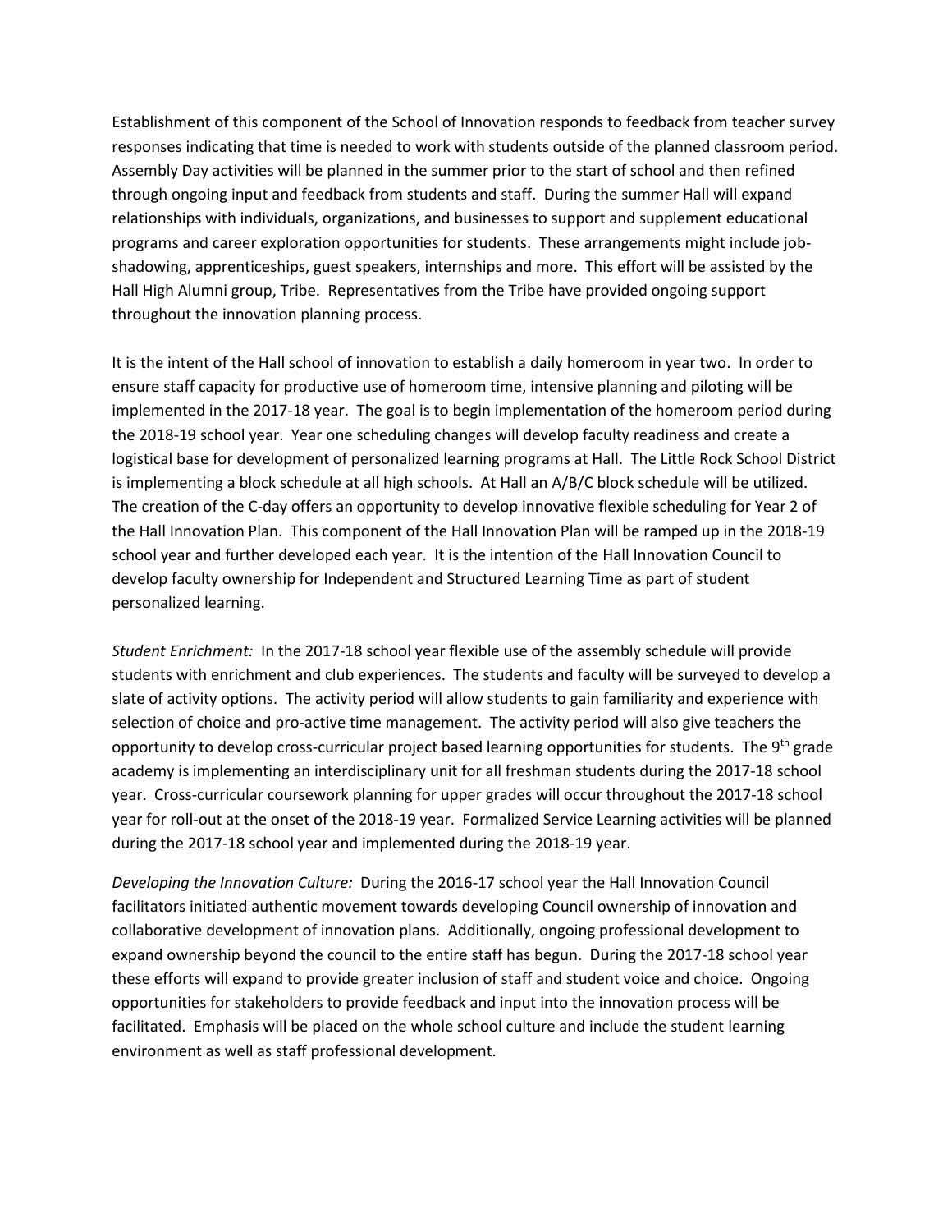Establishment of this component of the School of Innovation responds to feedback from teacher survey responses indicating that time is needed to work with students outside of the planned classroom period. Assembly Day activities will be planned in the summer prior to the start of school and then refined through ongoing input and feedback from students and staff. During the summer Hall will expand relationships with individuals, organizations, and businesses to support and supplement educational programs and career exploration opportunities for students. These arrangements might include job-shadowing, apprenticeships, guest speakers, internships and more. This effort will be assisted by the Hall High Alumni group, Tribe. Representatives from the Tribe have provided ongoing support throughout the innovation planning process.

It is the intent of the Hall school of innovation to establish a daily homeroom in year two. In order to ensure staff capacity for productive use of homeroom time, intensive planning and piloting will be implemented in the 2017-18 year. The goal is to begin implementation of the homeroom period during the 2018-19 school year. Year one scheduling changes will develop faculty readiness and create a logistical base for development of personalized learning programs at Hall. The Little Rock School District is implementing a block schedule at all high schools. At Hall an A/B/C block schedule will be utilized. The creation of the C-day offers an opportunity to develop innovative flexible scheduling for Year 2 of the Hall Innovation Plan. This component of the Hall Innovation Plan will be ramped up in the 2018-19 school year and further developed each year. It is the intention of the Hall Innovation Council to develop faculty ownership for Independent and Structured Learning Time as part of student personalized learning.

*Student Enrichment:* In the 2017-18 school year flexible use of the assembly schedule will provide students with enrichment and club experiences. The students and faculty will be surveyed to develop a slate of activity options. The activity period will allow students to gain familiarity and experience with selection of choice and pro-active time management. The activity period will also give teachers the opportunity to develop cross-curricular project based learning opportunities for students. The 9th grade academy is implementing an interdisciplinary unit for all freshman students during the 2017-18 school year. Cross-curricular coursework planning for upper grades will occur throughout the 2017-18 school year for roll-out at the onset of the 2018-19 year. Formalized Service Learning activities will be planned during the 2017-18 school year and implemented during the 2018-19 year.

*Developing the Innovation Culture:* During the 2016-17 school year the Hall Innovation Council facilitators initiated authentic movement towards developing Council ownership of innovation and collaborative development of innovation plans. Additionally, ongoing professional development to expand ownership beyond the council to the entire staff has begun. During the 2017-18 school year these efforts will expand to provide greater inclusion of staff and student voice and choice. Ongoing opportunities for stakeholders to provide feedback and input into the innovation process will be facilitated. Emphasis will be placed on the whole school culture and include the student learning environment as well as staff professional development.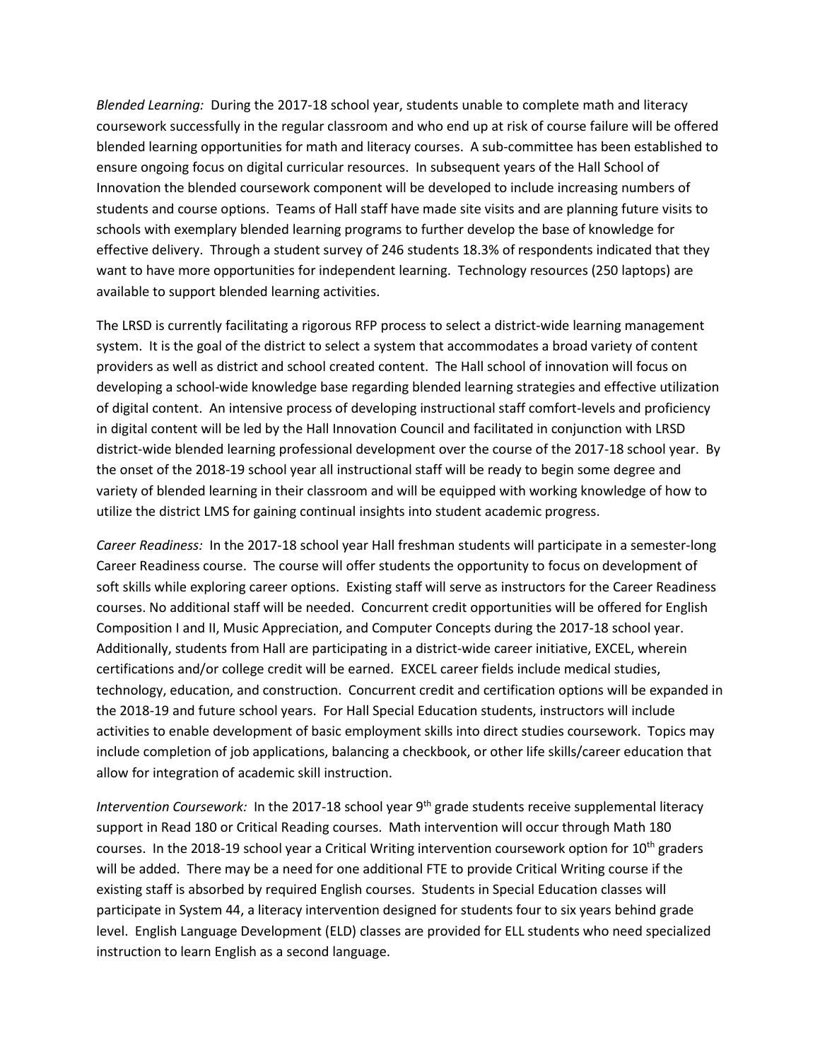*Blended Learning:* During the 2017-18 school year, students unable to complete math and literacy coursework successfully in the regular classroom and who end up at risk of course failure will be offered blended learning opportunities for math and literacy courses. A sub-committee has been established to ensure ongoing focus on digital curricular resources. In subsequent years of the Hall School of Innovation the blended coursework component will be developed to include increasing numbers of students and course options. Teams of Hall staff have made site visits and are planning future visits to schools with exemplary blended learning programs to further develop the base of knowledge for effective delivery. Through a student survey of 246 students 18.3% of respondents indicated that they want to have more opportunities for independent learning. Technology resources (250 laptops) are available to support blended learning activities.

The LRSD is currently facilitating a rigorous RFP process to select a district-wide learning management system. It is the goal of the district to select a system that accommodates a broad variety of content providers as well as district and school created content. The Hall school of innovation will focus on developing a school-wide knowledge base regarding blended learning strategies and effective utilization of digital content. An intensive process of developing instructional staff comfort-levels and proficiency in digital content will be led by the Hall Innovation Council and facilitated in conjunction with LRSD district-wide blended learning professional development over the course of the 2017-18 school year. By the onset of the 2018-19 school year all instructional staff will be ready to begin some degree and variety of blended learning in their classroom and will be equipped with working knowledge of how to utilize the district LMS for gaining continual insights into student academic progress.

*Career Readiness:* In the 2017-18 school year Hall freshman students will participate in a semester-long Career Readiness course. The course will offer students the opportunity to focus on development of soft skills while exploring career options. Existing staff will serve as instructors for the Career Readiness courses. No additional staff will be needed. Concurrent credit opportunities will be offered for English Composition I and II, Music Appreciation, and Computer Concepts during the 2017-18 school year. Additionally, students from Hall are participating in a district-wide career initiative, EXCEL, wherein certifications and/or college credit will be earned. EXCEL career fields include medical studies, technology, education, and construction. Concurrent credit and certification options will be expanded in the 2018-19 and future school years. For Hall Special Education students, instructors will include activities to enable development of basic employment skills into direct studies coursework. Topics may include completion of job applications, balancing a checkbook, or other life skills/career education that allow for integration of academic skill instruction.

*Intervention Coursework:* In the 2017-18 school year 9th grade students receive supplemental literacy support in Read 180 or Critical Reading courses. Math intervention will occur through Math 180 courses. In the 2018-19 school year a Critical Writing intervention coursework option for 10th graders will be added. There may be a need for one additional FTE to provide Critical Writing course if the existing staff is absorbed by required English courses. Students in Special Education classes will participate in System 44, a literacy intervention designed for students four to six years behind grade level. English Language Development (ELD) classes are provided for ELL students who need specialized instruction to learn English as a second language.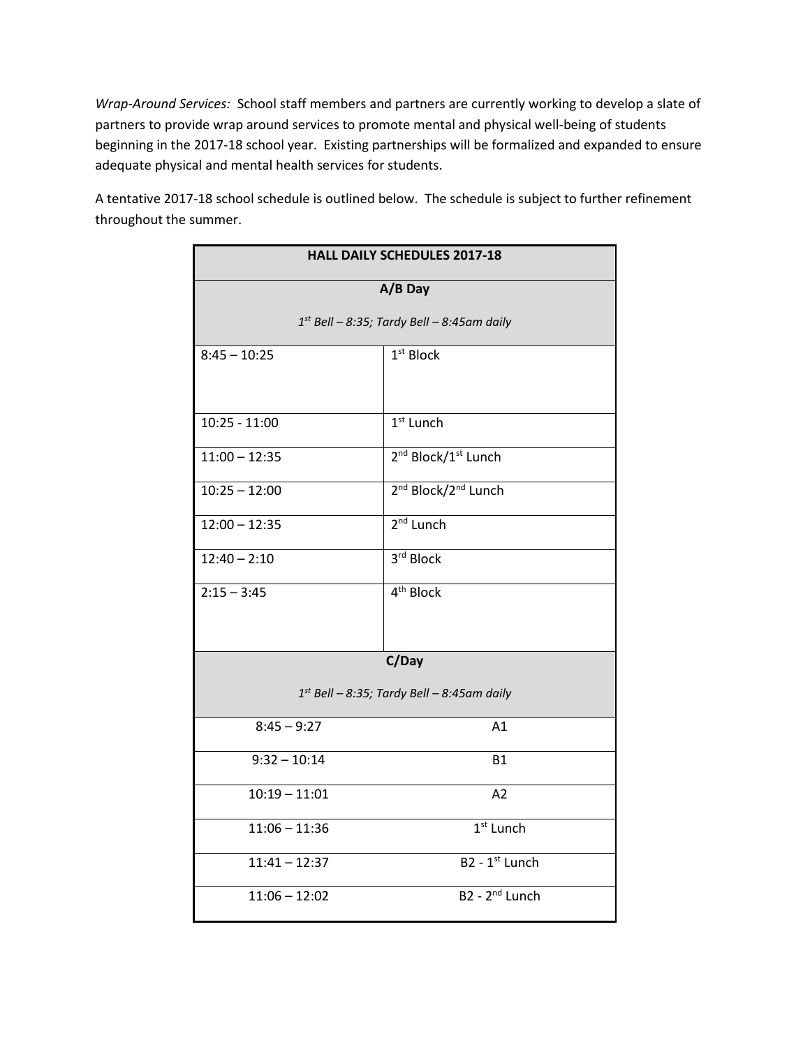*Wrap-Around Services:* School staff members and partners are currently working to develop a slate of partners to provide wrap around services to promote mental and physical well-being of students beginning in the 2017-18 school year. Existing partnerships will be formalized and expanded to ensure adequate physical and mental health services for students.

A tentative 2017-18 school schedule is outlined below. The schedule is subject to further refinement throughout the summer.

| **HALL DAILY SCHEDULES 2017-18** | |
|---|---|
| **A/B Day**<br>*1st Bell – 8:35; Tardy Bell – 8:45am daily* | |
| 8:45 – 10:25 | 1st Block |
| 10:25 - 11:00 | 1st Lunch |
| 11:00 – 12:35 | 2nd Block/1st Lunch |
| 10:25 – 12:00 | 2nd Block/2nd Lunch |
| 12:00 – 12:35 | 2nd Lunch |
| 12:40 – 2:10 | 3rd Block |
| 2:15 – 3:45 | 4th Block |
| **C/Day**<br>*1st Bell – 8:35; Tardy Bell – 8:45am daily* | |
| 8:45 – 9:27 | A1 |
| 9:32 – 10:14 | B1 |
| 10:19 – 11:01 | A2 |
| 11:06 – 11:36 | 1st Lunch |
| 11:41 – 12:37 | B2 - 1st Lunch |
| 11:06 – 12:02 | B2 - 2nd Lunch |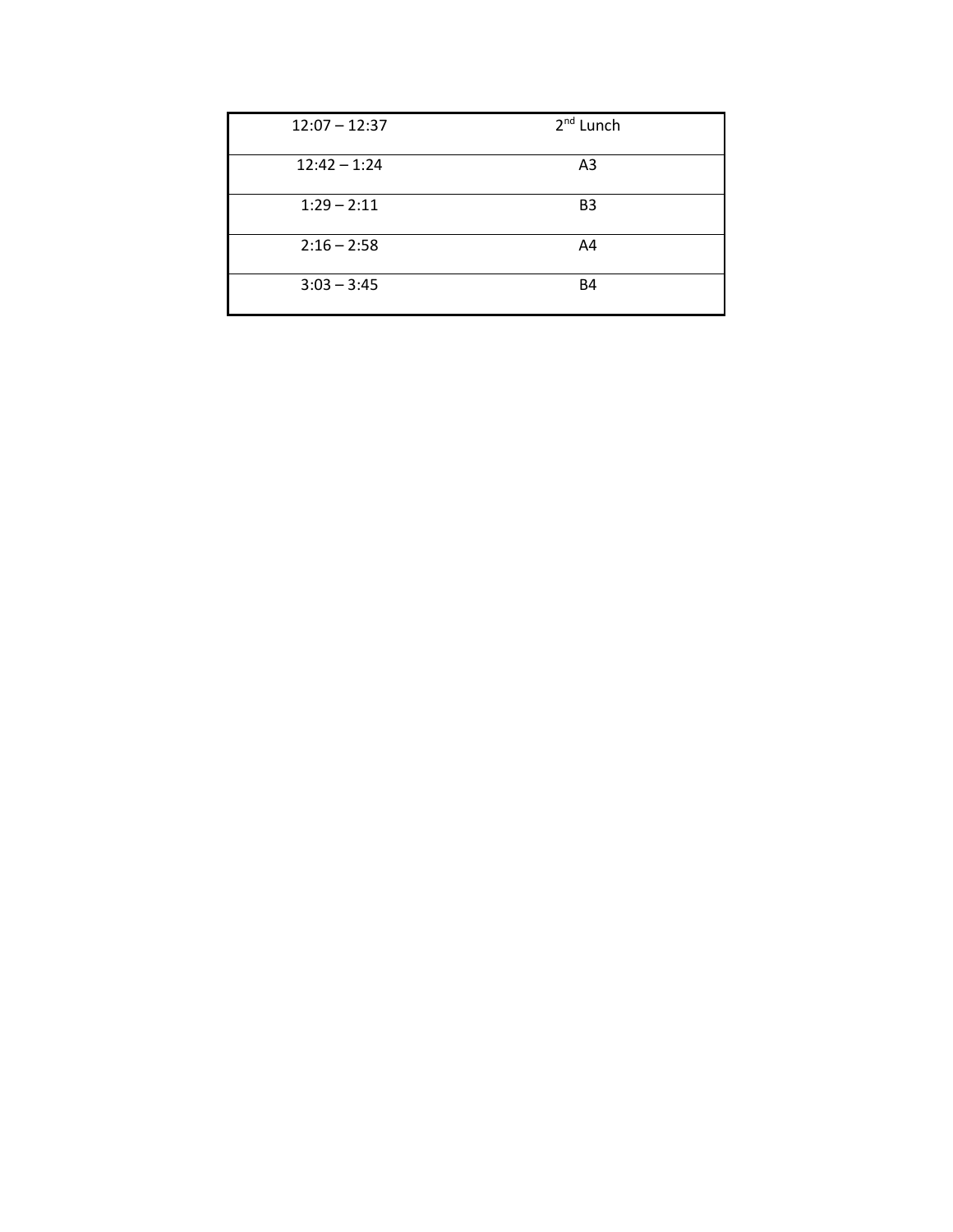| | |
|---|---|
| 12:07 – 12:37 | 2nd Lunch |
| 12:42 – 1:24 | A3 |
| 1:29 – 2:11 | B3 |
| 2:16 – 2:58 | A4 |
| 3:03 – 3:45 | B4 |